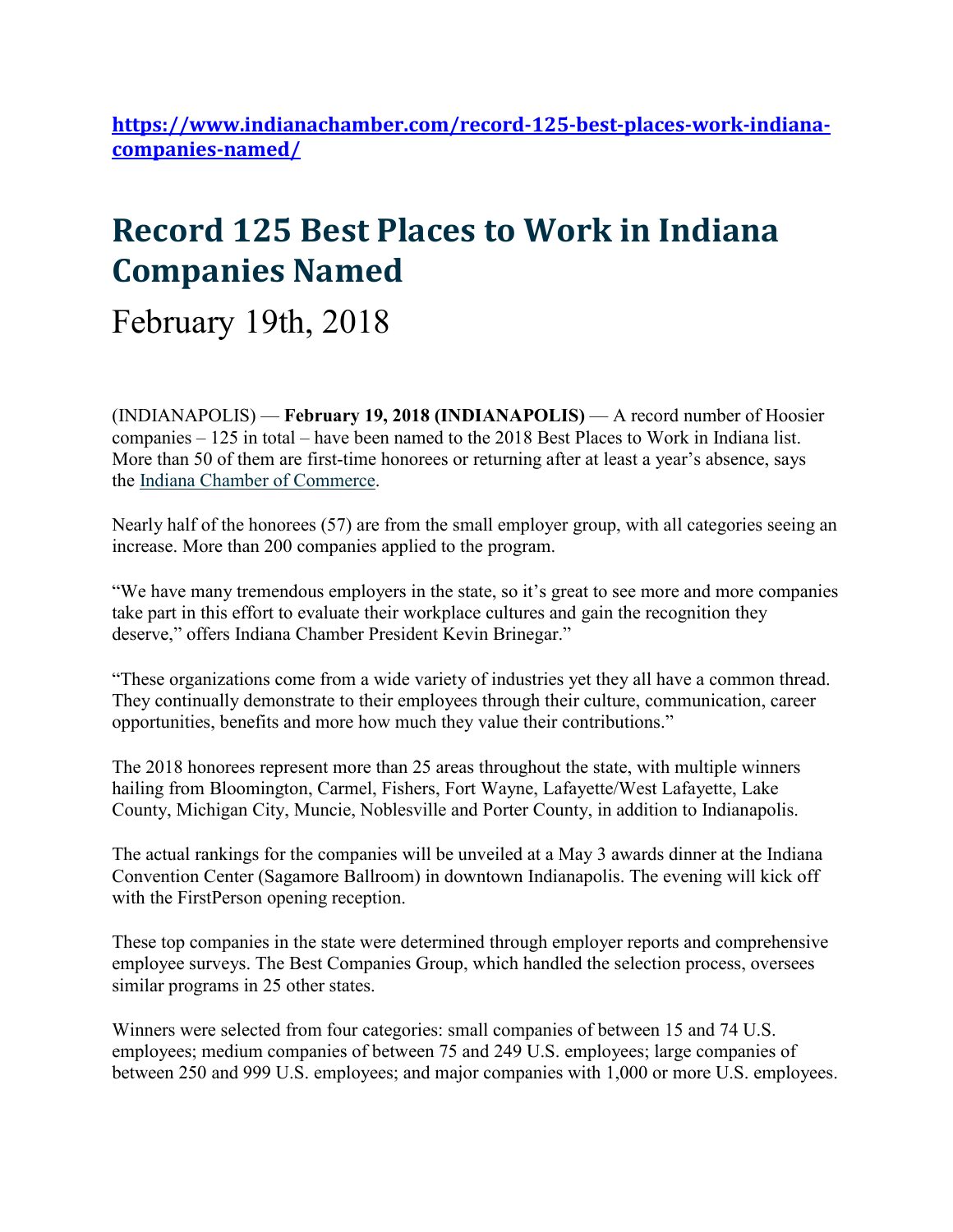**https://www.indianachamber.com/record-125-best-places-work-indiana-companies-named/**

# Record 125 Best Places to Work in Indiana Companies Named

February 19th, 2018

(INDIANAPOLIS) — **February 19, 2018 (INDIANAPOLIS)** — A record number of Hoosier companies – 125 in total – have been named to the 2018 Best Places to Work in Indiana list. More than 50 of them are first-time honorees or returning after at least a year's absence, says the Indiana Chamber of Commerce.

Nearly half of the honorees (57) are from the small employer group, with all categories seeing an increase. More than 200 companies applied to the program.

"We have many tremendous employers in the state, so it's great to see more and more companies take part in this effort to evaluate their workplace cultures and gain the recognition they deserve," offers Indiana Chamber President Kevin Brinegar."

"These organizations come from a wide variety of industries yet they all have a common thread. They continually demonstrate to their employees through their culture, communication, career opportunities, benefits and more how much they value their contributions."

The 2018 honorees represent more than 25 areas throughout the state, with multiple winners hailing from Bloomington, Carmel, Fishers, Fort Wayne, Lafayette/West Lafayette, Lake County, Michigan City, Muncie, Noblesville and Porter County, in addition to Indianapolis.

The actual rankings for the companies will be unveiled at a May 3 awards dinner at the Indiana Convention Center (Sagamore Ballroom) in downtown Indianapolis. The evening will kick off with the FirstPerson opening reception.

These top companies in the state were determined through employer reports and comprehensive employee surveys. The Best Companies Group, which handled the selection process, oversees similar programs in 25 other states.

Winners were selected from four categories: small companies of between 15 and 74 U.S. employees; medium companies of between 75 and 249 U.S. employees; large companies of between 250 and 999 U.S. employees; and major companies with 1,000 or more U.S. employees.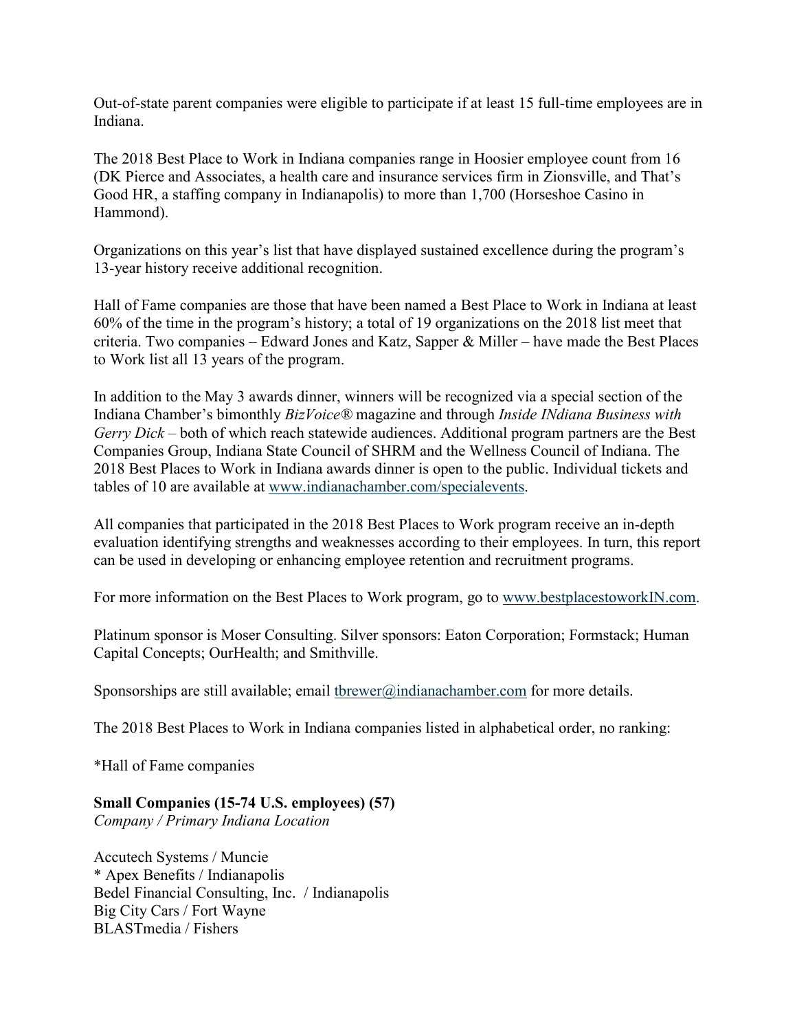Out-of-state parent companies were eligible to participate if at least 15 full-time employees are in Indiana.

The 2018 Best Place to Work in Indiana companies range in Hoosier employee count from 16 (DK Pierce and Associates, a health care and insurance services firm in Zionsville, and That's Good HR, a staffing company in Indianapolis) to more than 1,700 (Horseshoe Casino in Hammond).

Organizations on this year's list that have displayed sustained excellence during the program's 13-year history receive additional recognition.

Hall of Fame companies are those that have been named a Best Place to Work in Indiana at least 60% of the time in the program's history; a total of 19 organizations on the 2018 list meet that criteria. Two companies – Edward Jones and Katz, Sapper & Miller – have made the Best Places to Work list all 13 years of the program.

In addition to the May 3 awards dinner, winners will be recognized via a special section of the Indiana Chamber's bimonthly *BizVoice®* magazine and through *Inside INdiana Business with Gerry Dick* – both of which reach statewide audiences. Additional program partners are the Best Companies Group, Indiana State Council of SHRM and the Wellness Council of Indiana. The 2018 Best Places to Work in Indiana awards dinner is open to the public. Individual tickets and tables of 10 are available at [www.indianachamber.com/specialevents](www.indianachamber.com/specialevents).

All companies that participated in the 2018 Best Places to Work program receive an in-depth evaluation identifying strengths and weaknesses according to their employees. In turn, this report can be used in developing or enhancing employee retention and recruitment programs.

For more information on the Best Places to Work program, go to [www.bestplacestoworkIN.com](www.bestplacestoworkIN.com).

Platinum sponsor is Moser Consulting. Silver sponsors: Eaton Corporation; Formstack; Human Capital Concepts; OurHealth; and Smithville.

Sponsorships are still available; email [tbrewer@indianachamber.com](mailto:tbrewer@indianachamber.com) for more details.

The 2018 Best Places to Work in Indiana companies listed in alphabetical order, no ranking:

*Hall of Fame companies

**Small Companies (15-74 U.S. employees) (57)**
*Company / Primary Indiana Location*

Accutech Systems / Muncie
* Apex Benefits / Indianapolis
Bedel Financial Consulting, Inc. / Indianapolis
Big City Cars / Fort Wayne
BLASTmedia / Fishers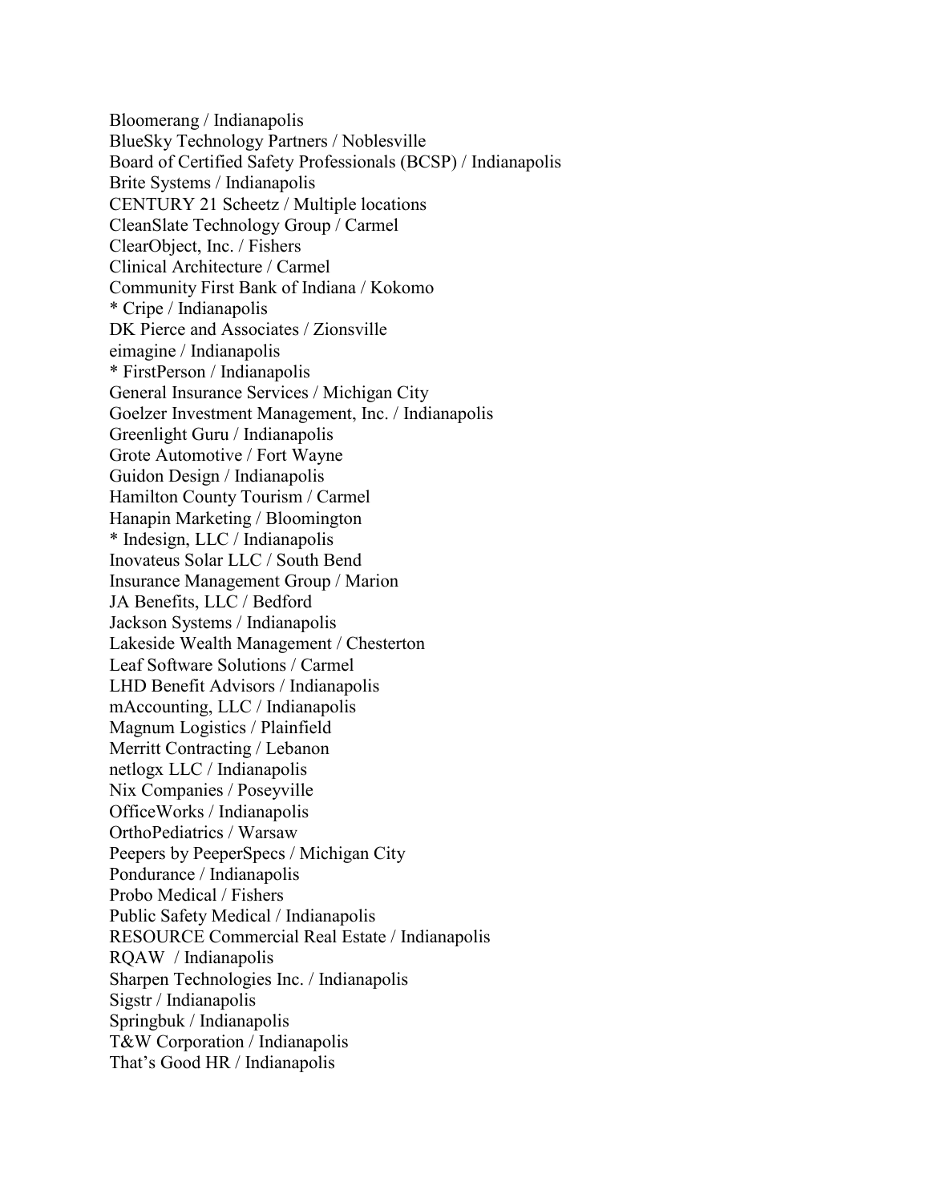Bloomerang / Indianapolis
BlueSky Technology Partners / Noblesville
Board of Certified Safety Professionals (BCSP) / Indianapolis
Brite Systems / Indianapolis
CENTURY 21 Scheetz / Multiple locations
CleanSlate Technology Group / Carmel
ClearObject, Inc. / Fishers
Clinical Architecture / Carmel
Community First Bank of Indiana / Kokomo
* Cripe / Indianapolis
DK Pierce and Associates / Zionsville
eimagine / Indianapolis
* FirstPerson / Indianapolis
General Insurance Services / Michigan City
Goelzer Investment Management, Inc. / Indianapolis
Greenlight Guru / Indianapolis
Grote Automotive / Fort Wayne
Guidon Design / Indianapolis
Hamilton County Tourism / Carmel
Hanapin Marketing / Bloomington
* Indesign, LLC / Indianapolis
Inovateus Solar LLC / South Bend
Insurance Management Group / Marion
JA Benefits, LLC / Bedford
Jackson Systems / Indianapolis
Lakeside Wealth Management / Chesterton
Leaf Software Solutions / Carmel
LHD Benefit Advisors / Indianapolis
mAccounting, LLC / Indianapolis
Magnum Logistics / Plainfield
Merritt Contracting / Lebanon
netlogx LLC / Indianapolis
Nix Companies / Poseyville
OfficeWorks / Indianapolis
OrthoPediatrics / Warsaw
Peepers by PeeperSpecs / Michigan City
Pondurance / Indianapolis
Probo Medical / Fishers
Public Safety Medical / Indianapolis
RESOURCE Commercial Real Estate / Indianapolis
RQAW / Indianapolis
Sharpen Technologies Inc. / Indianapolis
Sigstr / Indianapolis
Springbuk / Indianapolis
T&W Corporation / Indianapolis
That's Good HR / Indianapolis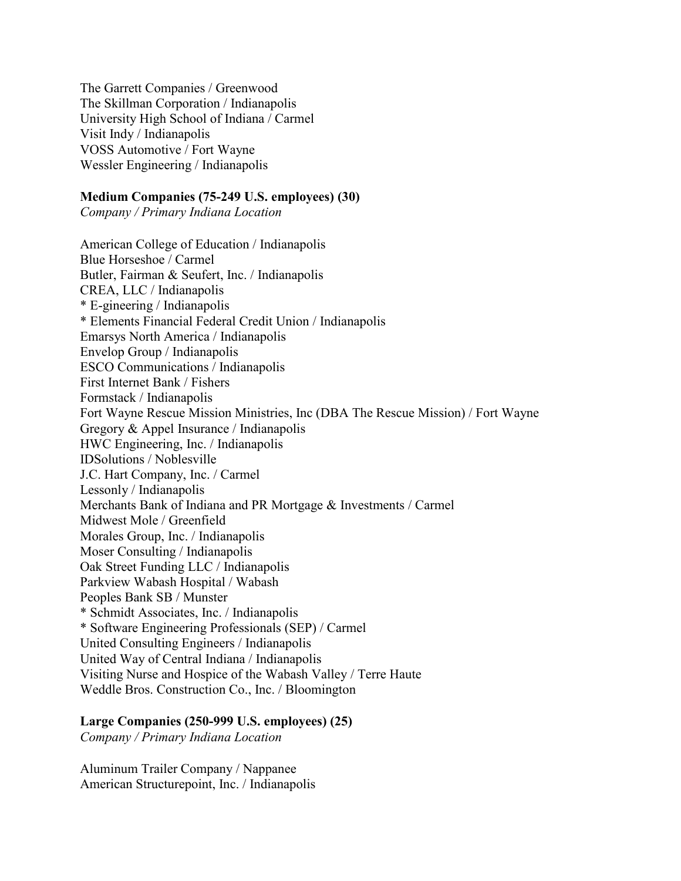The Garrett Companies / Greenwood
The Skillman Corporation / Indianapolis
University High School of Indiana / Carmel
Visit Indy / Indianapolis
VOSS Automotive / Fort Wayne
Wessler Engineering / Indianapolis

**Medium Companies (75-249 U.S. employees) (30)**
*Company / Primary Indiana Location*

American College of Education / Indianapolis
Blue Horseshoe / Carmel
Butler, Fairman & Seufert, Inc. / Indianapolis
CREA, LLC / Indianapolis
* E-gineering / Indianapolis
* Elements Financial Federal Credit Union / Indianapolis
Emarsys North America / Indianapolis
Envelop Group / Indianapolis
ESCO Communications / Indianapolis
First Internet Bank / Fishers
Formstack / Indianapolis
Fort Wayne Rescue Mission Ministries, Inc (DBA The Rescue Mission) / Fort Wayne
Gregory & Appel Insurance / Indianapolis
HWC Engineering, Inc. / Indianapolis
IDSolutions / Noblesville
J.C. Hart Company, Inc. / Carmel
Lessonly / Indianapolis
Merchants Bank of Indiana and PR Mortgage & Investments / Carmel
Midwest Mole / Greenfield
Morales Group, Inc. / Indianapolis
Moser Consulting / Indianapolis
Oak Street Funding LLC / Indianapolis
Parkview Wabash Hospital / Wabash
Peoples Bank SB / Munster
* Schmidt Associates, Inc. / Indianapolis
* Software Engineering Professionals (SEP) / Carmel
United Consulting Engineers / Indianapolis
United Way of Central Indiana / Indianapolis
Visiting Nurse and Hospice of the Wabash Valley / Terre Haute
Weddle Bros. Construction Co., Inc. / Bloomington

**Large Companies (250-999 U.S. employees) (25)**
*Company / Primary Indiana Location*

Aluminum Trailer Company / Nappanee
American Structurepoint, Inc. / Indianapolis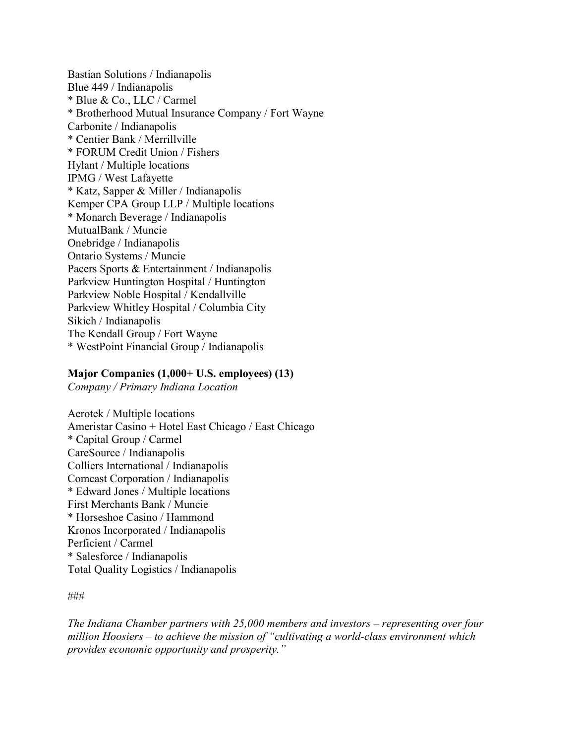Bastian Solutions / Indianapolis
Blue 449 / Indianapolis
* Blue & Co., LLC / Carmel
* Brotherhood Mutual Insurance Company / Fort Wayne
Carbonite / Indianapolis
* Centier Bank / Merrillville
* FORUM Credit Union / Fishers
Hylant / Multiple locations
IPMG / West Lafayette
* Katz, Sapper & Miller / Indianapolis
Kemper CPA Group LLP / Multiple locations
* Monarch Beverage / Indianapolis
MutualBank / Muncie
Onebridge / Indianapolis
Ontario Systems / Muncie
Pacers Sports & Entertainment / Indianapolis
Parkview Huntington Hospital / Huntington
Parkview Noble Hospital / Kendallville
Parkview Whitley Hospital / Columbia City
Sikich / Indianapolis
The Kendall Group / Fort Wayne
* WestPoint Financial Group / Indianapolis

**Major Companies (1,000+ U.S. employees) (13)**
*Company / Primary Indiana Location*

Aerotek / Multiple locations
Ameristar Casino + Hotel East Chicago / East Chicago
* Capital Group / Carmel
CareSource / Indianapolis
Colliers International / Indianapolis
Comcast Corporation / Indianapolis
* Edward Jones / Multiple locations
First Merchants Bank / Muncie
* Horseshoe Casino / Hammond
Kronos Incorporated / Indianapolis
Perficient / Carmel
* Salesforce / Indianapolis
Total Quality Logistics / Indianapolis

###

*The Indiana Chamber partners with 25,000 members and investors – representing over four million Hoosiers – to achieve the mission of "cultivating a world-class environment which provides economic opportunity and prosperity."*